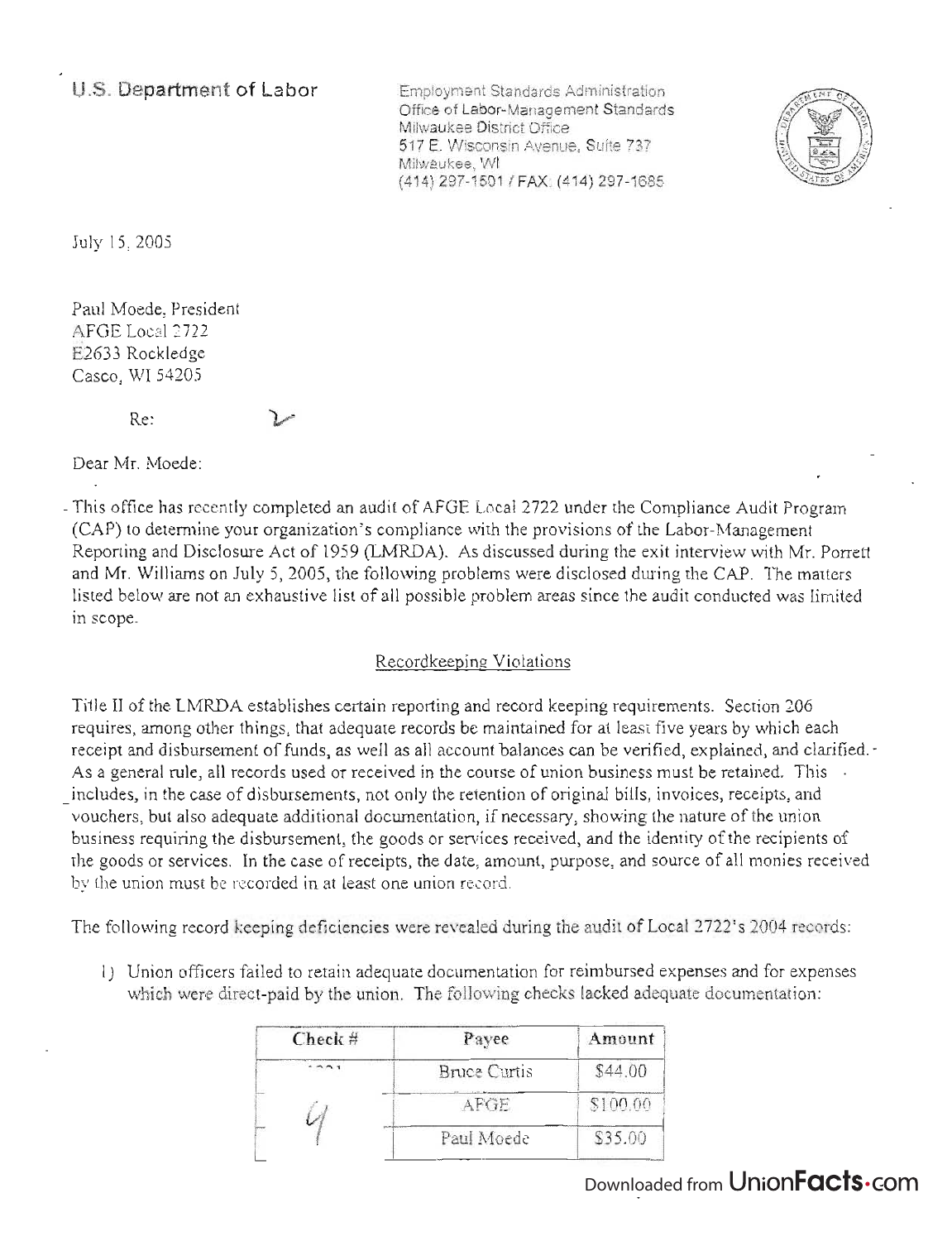U.S. Department of Labor

Employment Standards Administration
Office of Labor-Management Standards
Milwaukee District Office
517 E. Wisconsin Avenue, Suite 737
Milwaukee, WI
(414) 297-1501 / FAX: (414) 297-1685

July 15, 2005

Paul Moede, President
AFGE Local 2722
E2633 Rockledge
Casco, WI 54205

Re:

Dear Mr. Moede:

This office has recently completed an audit of AFGE Local 2722 under the Compliance Audit Program (CAP) to determine your organization's compliance with the provisions of the Labor-Management Reporting and Disclosure Act of 1959 (LMRDA). As discussed during the exit interview with Mr. Porrett and Mr. Williams on July 5, 2005, the following problems were disclosed during the CAP. The matters listed below are not an exhaustive list of all possible problem areas since the audit conducted was limited in scope.

## Recordkeeping Violations

Title II of the LMRDA establishes certain reporting and record keeping requirements. Section 206 requires, among other things, that adequate records be maintained for at least five years by which each receipt and disbursement of funds, as well as all account balances can be verified, explained, and clarified. As a general rule, all records used or received in the course of union business must be retained. This includes, in the case of disbursements, not only the retention of original bills, invoices, receipts, and vouchers, but also adequate additional documentation, if necessary, showing the nature of the union business requiring the disbursement, the goods or services received, and the identity of the recipients of the goods or services. In the case of receipts, the date, amount, purpose, and source of all monies received by the union must be recorded in at least one union record.

The following record keeping deficiencies were revealed during the audit of Local 2722's 2004 records:

1) Union officers failed to retain adequate documentation for reimbursed expenses and for expenses which were direct-paid by the union. The following checks lacked adequate documentation:

| Check # | Payee | Amount |
|---|---|---|
| | Bruce Curtis | $44.00 |
| | AFGE | $100.00 |
| | Paul Moede | $35.00 |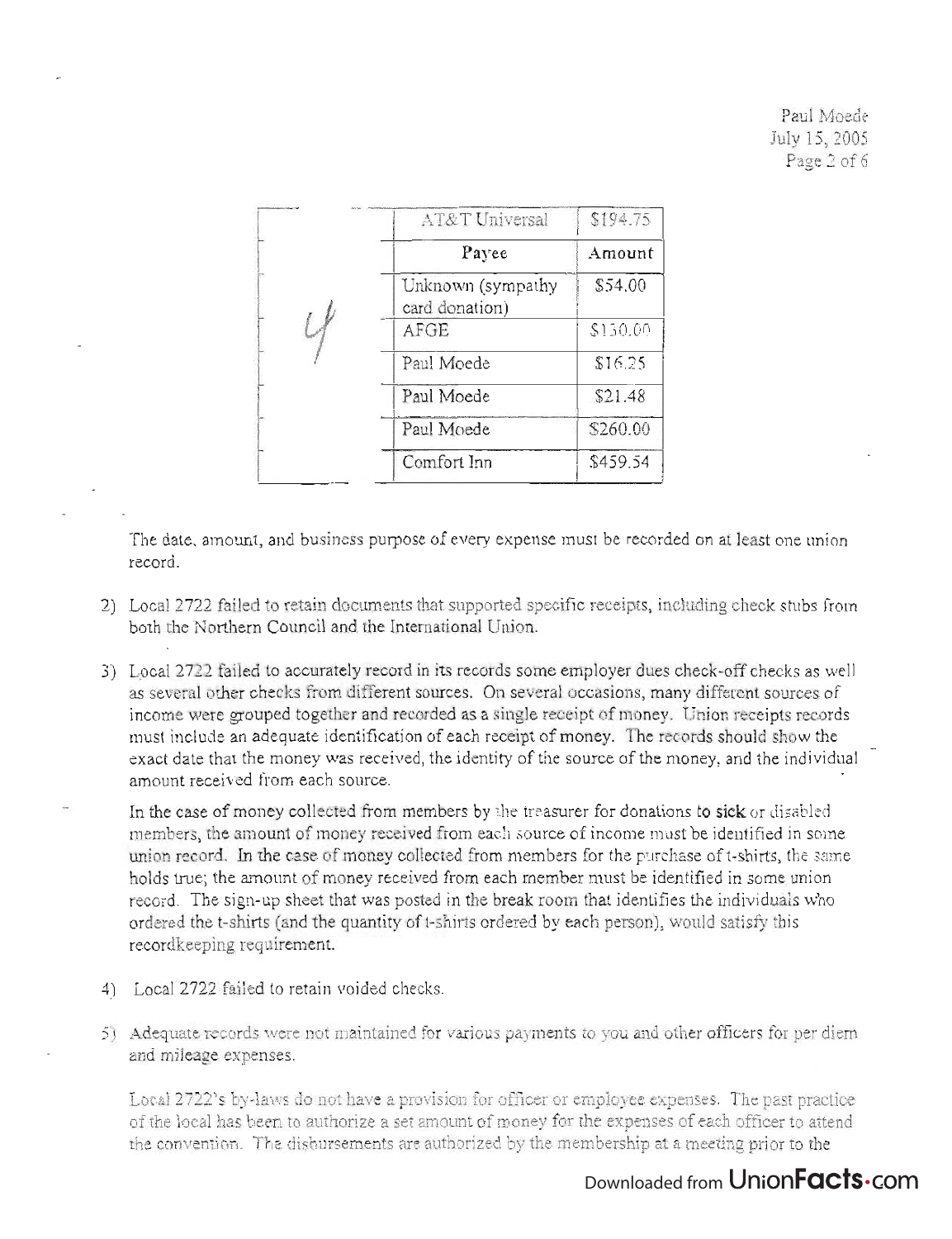| Payee | Amount |
|---|---|
| AT&T Universal | $194.75 |
| Unknown (sympathy card donation) | $54.00 |
| AFGE | $150.00 |
| Paul Moede | $16.25 |
| Paul Moede | $21.48 |
| Paul Moede | $260.00 |
| Comfort Inn | $459.54 |

The date, amount, and business purpose of every expense must be recorded on at least one union record.

2) Local 2722 failed to retain documents that supported specific receipts, including check stubs from both the Northern Council and the International Union.

3) Local 2722 failed to accurately record in its records some employer dues check-off checks as well as several other checks from different sources. On several occasions, many different sources of income were grouped together and recorded as a single receipt of money. Union receipts records must include an adequate identification of each receipt of money. The records should show the exact date that the money was received, the identity of the source of the money, and the individual amount received from each source.

   In the case of money collected from members by the treasurer for donations to sick or disabled members, the amount of money received from each source of income must be identified in some union record. In the case of money collected from members for the purchase of t-shirts, the same holds true; the amount of money received from each member must be identified in some union record. The sign-up sheet that was posted in the break room that identifies the individuals who ordered the t-shirts (and the quantity of t-shirts ordered by each person), would satisfy this recordkeeping requirement.

4) Local 2722 failed to retain voided checks.

5) Adequate records were not maintained for various payments to you and other officers for per diem and mileage expenses.

   Local 2722's by-laws do not have a provision for officer or employee expenses. The past practice of the local has been to authorize a set amount of money for the expenses of each officer to attend the convention. The disbursements are authorized by the membership at a meeting prior to the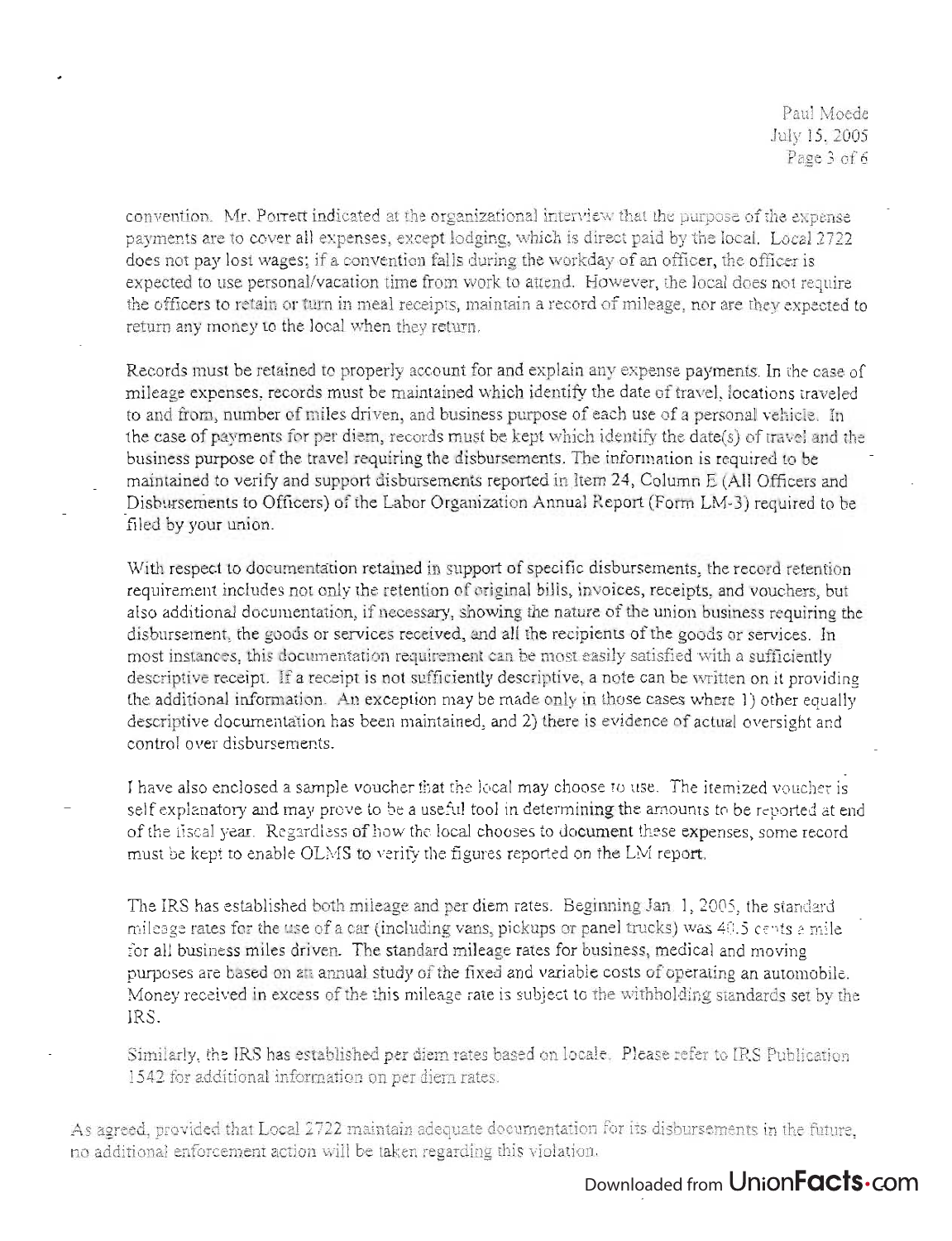convention. Mr. Porrett indicated at the organizational interview that the purpose of the expense payments are to cover all expenses, except lodging, which is direct paid by the local. Local 2722 does not pay lost wages; if a convention falls during the workday of an officer, the officer is expected to use personal/vacation time from work to attend. However, the local does not require the officers to retain or turn in meal receipts, maintain a record of mileage, nor are they expected to return any money to the local when they return.

Records must be retained to properly account for and explain any expense payments. In the case of mileage expenses, records must be maintained which identify the date of travel, locations traveled to and from, number of miles driven, and business purpose of each use of a personal vehicle. In the case of payments for per diem, records must be kept which identify the date(s) of travel and the business purpose of the travel requiring the disbursements. The information is required to be maintained to verify and support disbursements reported in Item 24, Column E (All Officers and Disbursements to Officers) of the Labor Organization Annual Report (Form LM-3) required to be filed by your union.

With respect to documentation retained in support of specific disbursements, the record retention requirement includes not only the retention of original bills, invoices, receipts, and vouchers, but also additional documentation, if necessary, showing the nature of the union business requiring the disbursement, the goods or services received, and all the recipients of the goods or services. In most instances, this documentation requirement can be most easily satisfied with a sufficiently descriptive receipt. If a receipt is not sufficiently descriptive, a note can be written on it providing the additional information. An exception may be made only in those cases where 1) other equally descriptive documentation has been maintained, and 2) there is evidence of actual oversight and control over disbursements.

I have also enclosed a sample voucher that the local may choose to use. The itemized voucher is self explanatory and may prove to be a useful tool in determining the amounts to be reported at end of the fiscal year. Regardless of how the local chooses to document these expenses, some record must be kept to enable OLMS to verify the figures reported on the LM report.

The IRS has established both mileage and per diem rates. Beginning Jan. 1, 2005, the standard mileage rates for the use of a car (including vans, pickups or panel trucks) was 40.5 cents a mile for all business miles driven. The standard mileage rates for business, medical and moving purposes are based on an annual study of the fixed and variable costs of operating an automobile. Money received in excess of the this mileage rate is subject to the withholding standards set by the IRS.

Similarly, the IRS has established per diem rates based on locale. Please refer to IRS Publication 1542 for additional information on per diem rates.

As agreed, provided that Local 2722 maintain adequate documentation for its disbursements in the future, no additional enforcement action will be taken regarding this violation.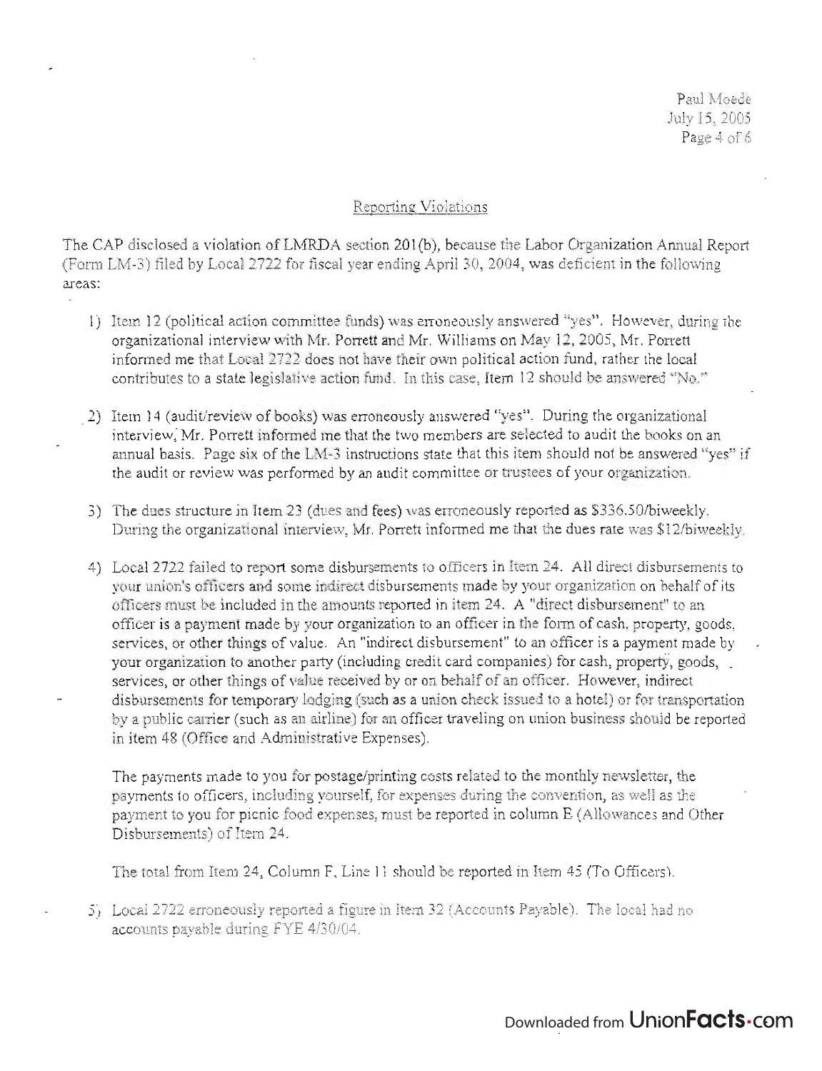## Reporting Violations

The CAP disclosed a violation of LMRDA section 201(b), because the Labor Organization Annual Report (Form LM-3) filed by Local 2722 for fiscal year ending April 30, 2004, was deficient in the following areas:

1) Item 12 (political action committee funds) was erroneously answered "yes". However, during the organizational interview with Mr. Porrett and Mr. Williams on May 12, 2005, Mr. Porrett informed me that Local 2722 does not have their own political action fund, rather the local contributes to a state legislative action fund. In this case, Item 12 should be answered "No."

2) Item 14 (audit/review of books) was erroneously answered "yes". During the organizational interview, Mr. Porrett informed me that the two members are selected to audit the books on an annual basis. Page six of the LM-3 instructions state that this item should not be answered "yes" if the audit or review was performed by an audit committee or trustees of your organization.

3) The dues structure in Item 23 (dues and fees) was erroneously reported as $336.50/biweekly. During the organizational interview, Mr. Porrett informed me that the dues rate was $12/biweekly.

4) Local 2722 failed to report some disbursements to officers in Item 24. All direct disbursements to your union's officers and some indirect disbursements made by your organization on behalf of its officers must be included in the amounts reported in item 24. A "direct disbursement" to an officer is a payment made by your organization to an officer in the form of cash, property, goods, services, or other things of value. An "indirect disbursement" to an officer is a payment made by your organization to another party (including credit card companies) for cash, property, goods, services, or other things of value received by or on behalf of an officer. However, indirect disbursements for temporary lodging (such as a union check issued to a hotel) or for transportation by a public carrier (such as an airline) for an officer traveling on union business should be reported in item 48 (Office and Administrative Expenses).

   The payments made to you for postage/printing costs related to the monthly newsletter, the payments to officers, including yourself, for expenses during the convention, as well as the payment to you for picnic food expenses, must be reported in column E (Allowances and Other Disbursements) of Item 24.

   The total from Item 24, Column F, Line 11 should be reported in Item 45 (To Officers).

5) Local 2722 erroneously reported a figure in Item 32 (Accounts Payable). The local had no accounts payable during FYE 4/30/04.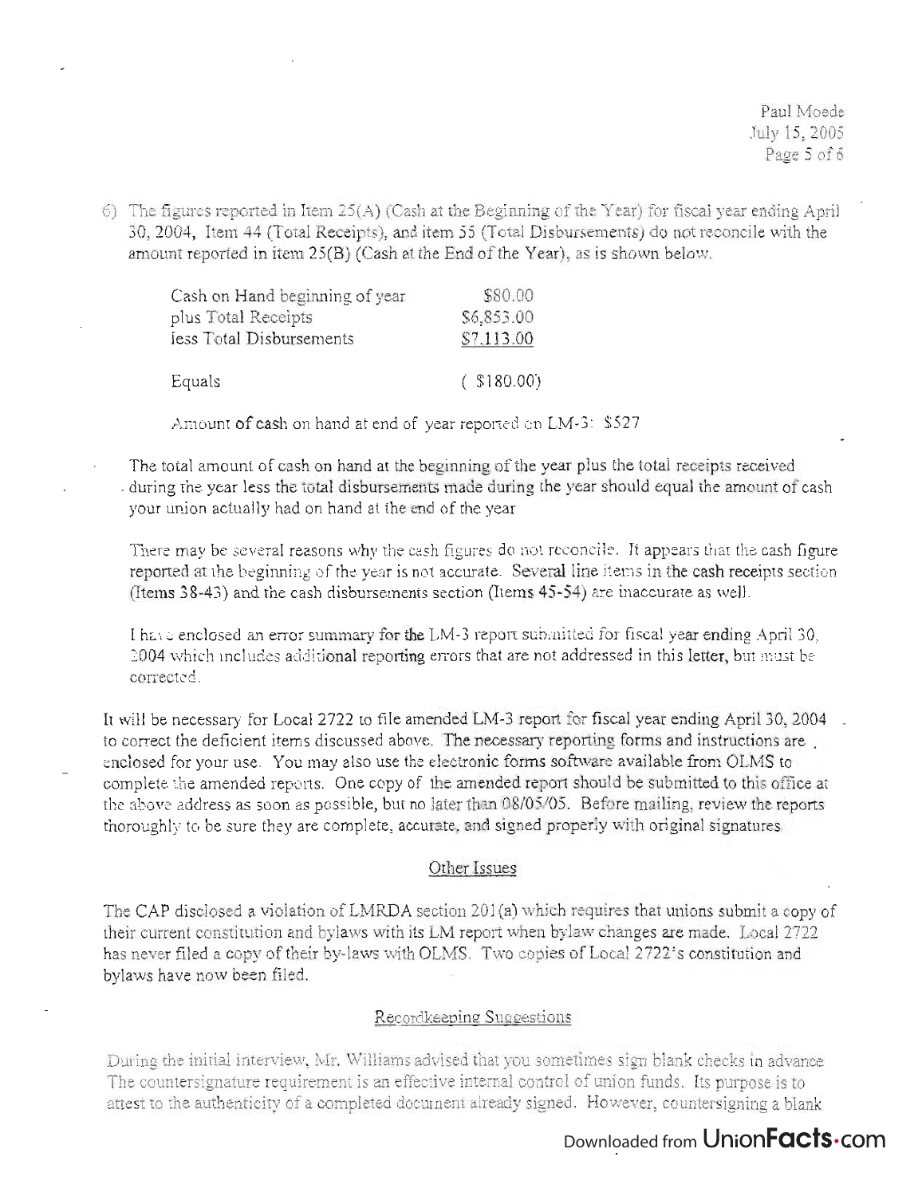6) The figures reported in Item 25(A) (Cash at the Beginning of the Year) for fiscal year ending April 30, 2004, Item 44 (Total Receipts), and item 55 (Total Disbursements) do not reconcile with the amount reported in item 25(B) (Cash at the End of the Year), as is shown below.

| | |
|---|---|
| Cash on Hand beginning of year | $80.00 |
| plus Total Receipts | $6,853.00 |
| less Total Disbursements | $7,113.00 |
| Equals | ( $180.00) |

Amount of cash on hand at end of year reported on LM-3: $527

The total amount of cash on hand at the beginning of the year plus the total receipts received during the year less the total disbursements made during the year should equal the amount of cash your union actually had on hand at the end of the year

There may be several reasons why the cash figures do not reconcile. It appears that the cash figure reported at the beginning of the year is not accurate. Several line items in the cash receipts section (Items 38-43) and the cash disbursements section (Items 45-54) are inaccurate as well.

I have enclosed an error summary for the LM-3 report submitted for fiscal year ending April 30, 2004 which includes additional reporting errors that are not addressed in this letter, but must be corrected.

It will be necessary for Local 2722 to file amended LM-3 report for fiscal year ending April 30, 2004 to correct the deficient items discussed above. The necessary reporting forms and instructions are enclosed for your use. You may also use the electronic forms software available from OLMS to complete the amended reports. One copy of the amended report should be submitted to this office at the above address as soon as possible, but no later than 08/05/05. Before mailing, review the reports thoroughly to be sure they are complete, accurate, and signed properly with original signatures.

## Other Issues

The CAP disclosed a violation of LMRDA section 201(a) which requires that unions submit a copy of their current constitution and bylaws with its LM report when bylaw changes are made. Local 2722 has never filed a copy of their by-laws with OLMS. Two copies of Local 2722's constitution and bylaws have now been filed.

## Recordkeeping Suggestions

During the initial interview, Mr. Williams advised that you sometimes sign blank checks in advance. The countersignature requirement is an effective internal control of union funds. Its purpose is to attest to the authenticity of a completed document already signed. However, countersigning a blank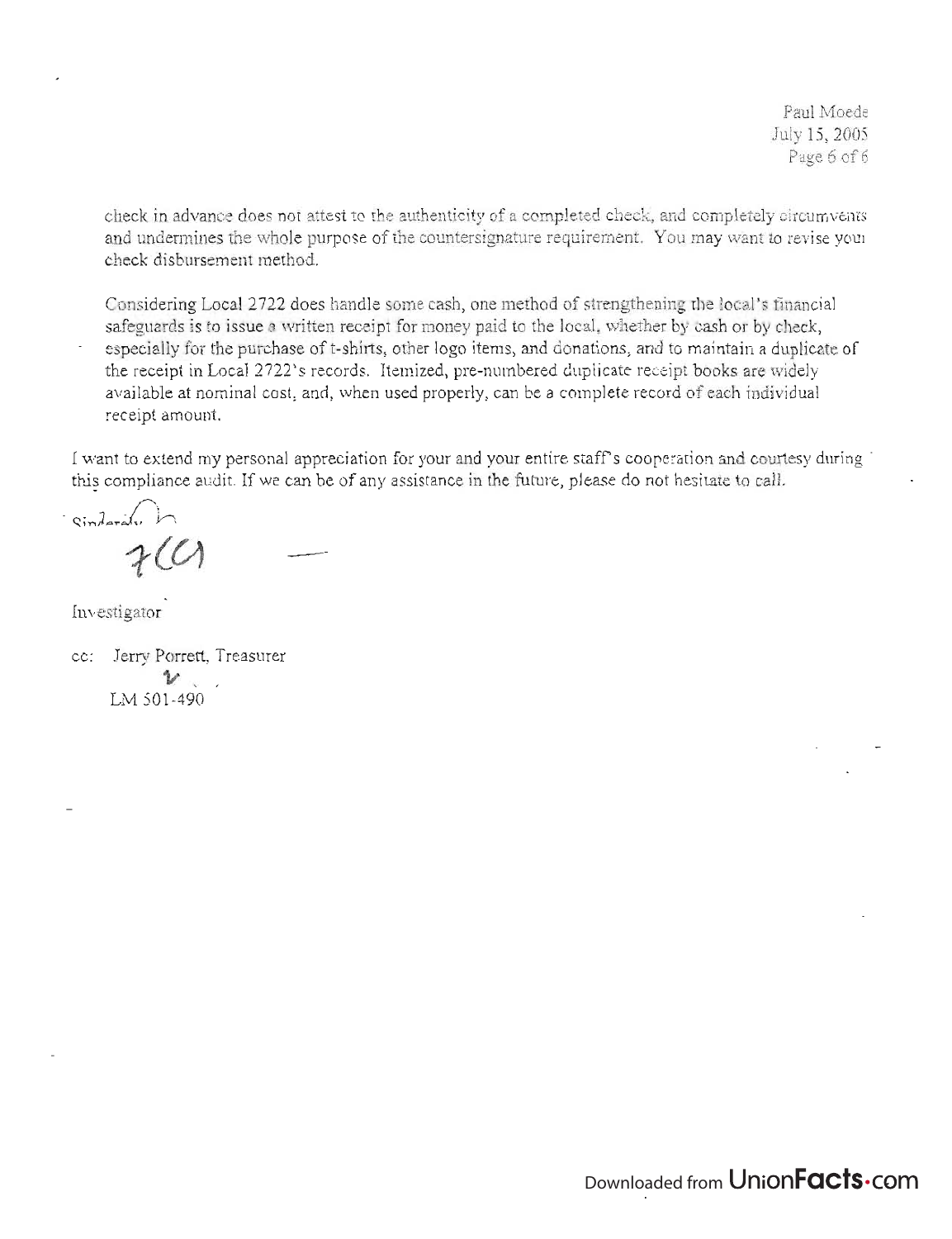check in advance does not attest to the authenticity of a completed check, and completely circumvents and undermines the whole purpose of the countersignature requirement. You may want to revise your check disbursement method.

Considering Local 2722 does handle some cash, one method of strengthening the local's financial safeguards is to issue a written receipt for money paid to the local, whether by cash or by check, especially for the purchase of t-shirts, other logo items, and donations, and to maintain a duplicate of the receipt in Local 2722's records. Itemized, pre-numbered duplicate receipt books are widely available at nominal cost, and, when used properly, can be a complete record of each individual receipt amount.

I want to extend my personal appreciation for your and your entire staff's cooperation and courtesy during this compliance audit. If we can be of any assistance in the future, please do not hesitate to call.

Sincerely,

Investigator

cc: Jerry Porrett, Treasurer

LM 501-490